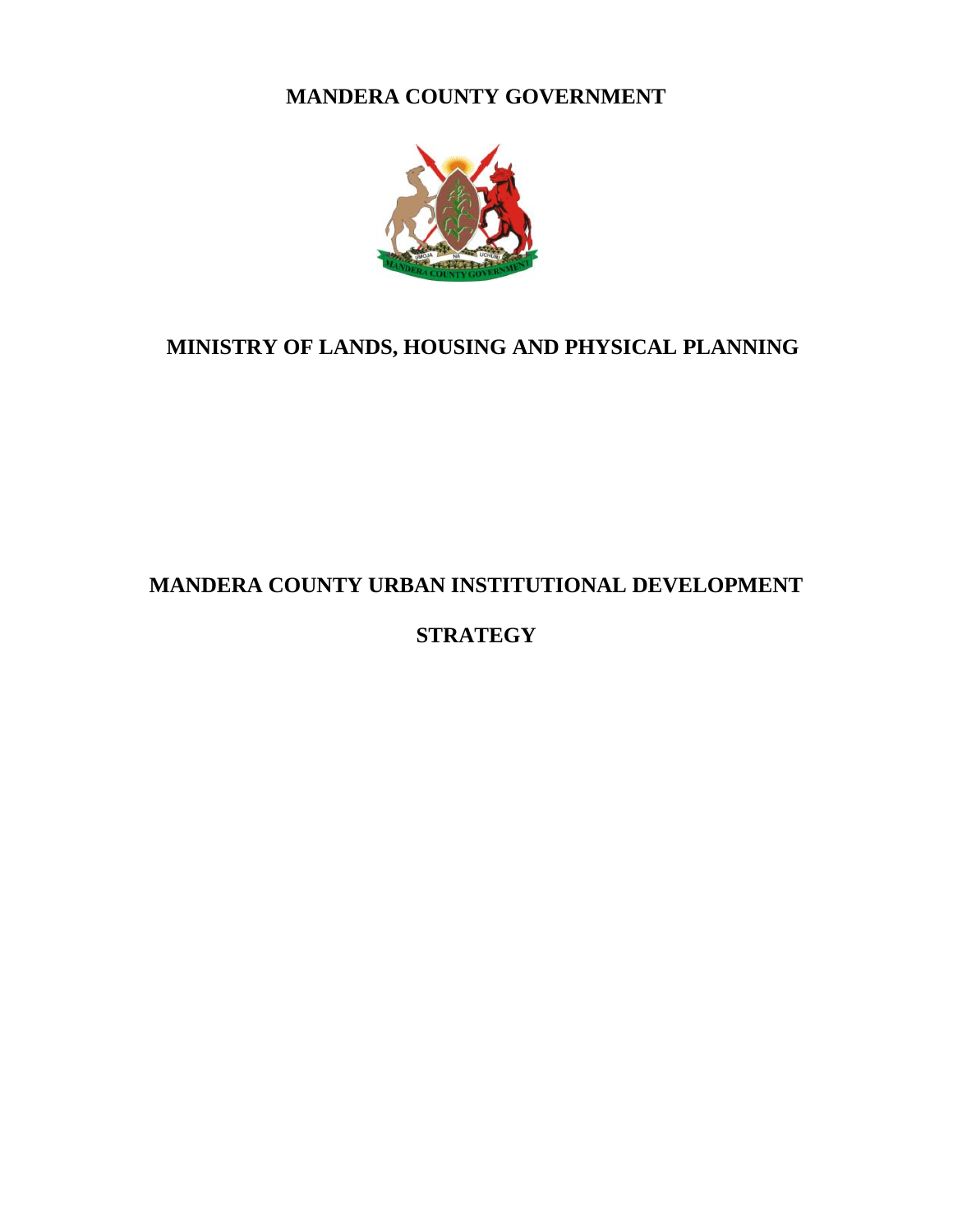# MANDERA COUNTY GOVERNMENT

## MINISTRY OF LANDS, HOUSING AND PHYSICAL PLANNING

# MANDERA COUNTY URBAN INSTITUTIONAL DEVELOPMENT STRATEGY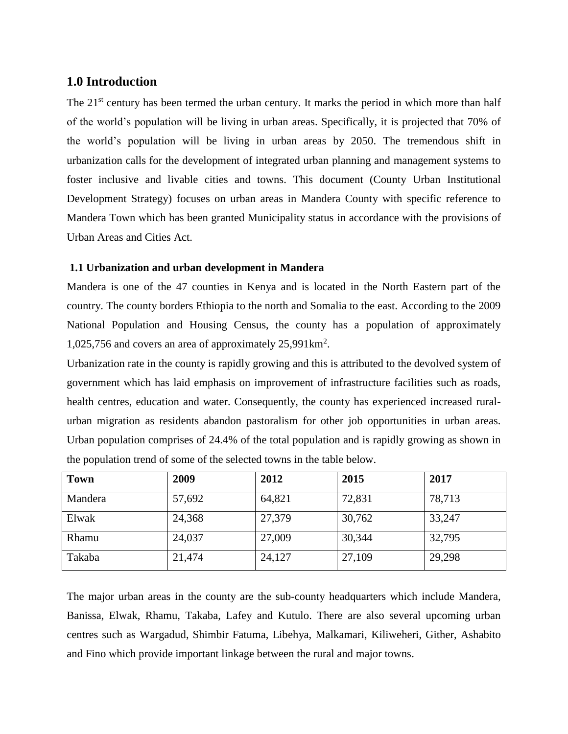## 1.0 Introduction

The 21st century has been termed the urban century. It marks the period in which more than half of the world's population will be living in urban areas. Specifically, it is projected that 70% of the world's population will be living in urban areas by 2050. The tremendous shift in urbanization calls for the development of integrated urban planning and management systems to foster inclusive and livable cities and towns. This document (County Urban Institutional Development Strategy) focuses on urban areas in Mandera County with specific reference to Mandera Town which has been granted Municipality status in accordance with the provisions of Urban Areas and Cities Act.

### 1.1 Urbanization and urban development in Mandera

Mandera is one of the 47 counties in Kenya and is located in the North Eastern part of the country. The county borders Ethiopia to the north and Somalia to the east. According to the 2009 National Population and Housing Census, the county has a population of approximately 1,025,756 and covers an area of approximately 25,991km$^2$.

Urbanization rate in the county is rapidly growing and this is attributed to the devolved system of government which has laid emphasis on improvement of infrastructure facilities such as roads, health centres, education and water. Consequently, the county has experienced increased rural-urban migration as residents abandon pastoralism for other job opportunities in urban areas. Urban population comprises of 24.4% of the total population and is rapidly growing as shown in the population trend of some of the selected towns in the table below.

| Town | 2009 | 2012 | 2015 | 2017 |
|---|---|---|---|---|
| Mandera | 57,692 | 64,821 | 72,831 | 78,713 |
| Elwak | 24,368 | 27,379 | 30,762 | 33,247 |
| Rhamu | 24,037 | 27,009 | 30,344 | 32,795 |
| Takaba | 21,474 | 24,127 | 27,109 | 29,298 |

The major urban areas in the county are the sub-county headquarters which include Mandera, Banissa, Elwak, Rhamu, Takaba, Lafey and Kutulo. There are also several upcoming urban centres such as Wargadud, Shimbir Fatuma, Libehya, Malkamari, Kiliweheri, Githar, Ashabito and Fino which provide important linkage between the rural and major towns.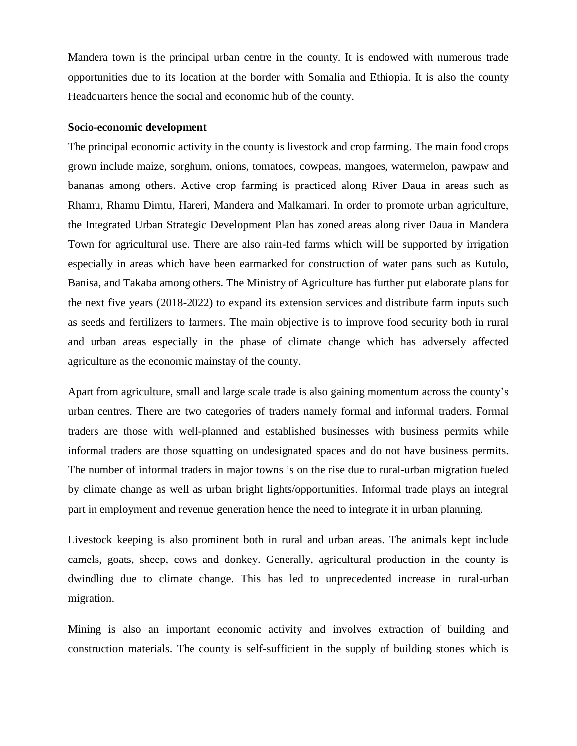Mandera town is the principal urban centre in the county. It is endowed with numerous trade opportunities due to its location at the border with Somalia and Ethiopia. It is also the county Headquarters hence the social and economic hub of the county.

**Socio-economic development**

The principal economic activity in the county is livestock and crop farming. The main food crops grown include maize, sorghum, onions, tomatoes, cowpeas, mangoes, watermelon, pawpaw and bananas among others. Active crop farming is practiced along River Daua in areas such as Rhamu, Rhamu Dimtu, Hareri, Mandera and Malkamari. In order to promote urban agriculture, the Integrated Urban Strategic Development Plan has zoned areas along river Daua in Mandera Town for agricultural use. There are also rain-fed farms which will be supported by irrigation especially in areas which have been earmarked for construction of water pans such as Kutulo, Banisa, and Takaba among others. The Ministry of Agriculture has further put elaborate plans for the next five years (2018-2022) to expand its extension services and distribute farm inputs such as seeds and fertilizers to farmers. The main objective is to improve food security both in rural and urban areas especially in the phase of climate change which has adversely affected agriculture as the economic mainstay of the county.

Apart from agriculture, small and large scale trade is also gaining momentum across the county's urban centres. There are two categories of traders namely formal and informal traders. Formal traders are those with well-planned and established businesses with business permits while informal traders are those squatting on undesignated spaces and do not have business permits. The number of informal traders in major towns is on the rise due to rural-urban migration fueled by climate change as well as urban bright lights/opportunities. Informal trade plays an integral part in employment and revenue generation hence the need to integrate it in urban planning.

Livestock keeping is also prominent both in rural and urban areas. The animals kept include camels, goats, sheep, cows and donkey. Generally, agricultural production in the county is dwindling due to climate change. This has led to unprecedented increase in rural-urban migration.

Mining is also an important economic activity and involves extraction of building and construction materials. The county is self-sufficient in the supply of building stones which is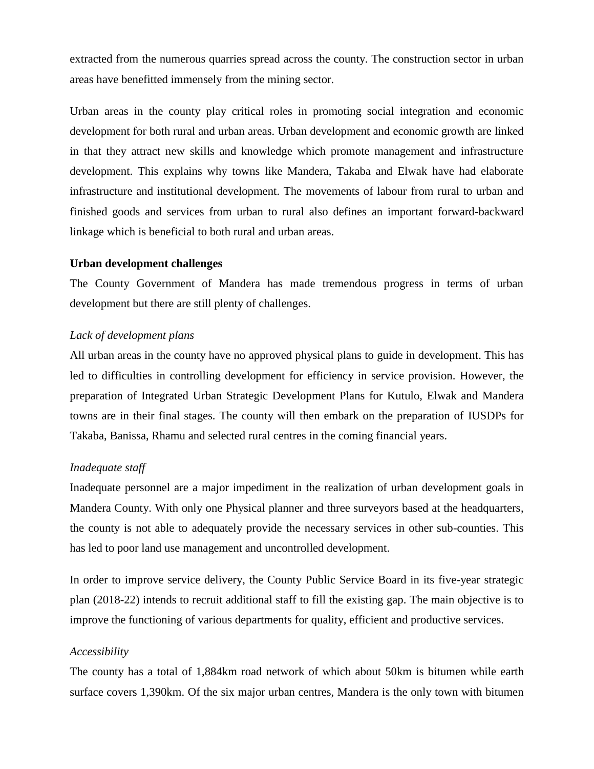extracted from the numerous quarries spread across the county. The construction sector in urban areas have benefitted immensely from the mining sector.

Urban areas in the county play critical roles in promoting social integration and economic development for both rural and urban areas. Urban development and economic growth are linked in that they attract new skills and knowledge which promote management and infrastructure development. This explains why towns like Mandera, Takaba and Elwak have had elaborate infrastructure and institutional development. The movements of labour from rural to urban and finished goods and services from urban to rural also defines an important forward-backward linkage which is beneficial to both rural and urban areas.

**Urban development challenges**

The County Government of Mandera has made tremendous progress in terms of urban development but there are still plenty of challenges.

*Lack of development plans*

All urban areas in the county have no approved physical plans to guide in development. This has led to difficulties in controlling development for efficiency in service provision. However, the preparation of Integrated Urban Strategic Development Plans for Kutulo, Elwak and Mandera towns are in their final stages. The county will then embark on the preparation of IUSDPs for Takaba, Banissa, Rhamu and selected rural centres in the coming financial years.

*Inadequate staff*

Inadequate personnel are a major impediment in the realization of urban development goals in Mandera County. With only one Physical planner and three surveyors based at the headquarters, the county is not able to adequately provide the necessary services in other sub-counties. This has led to poor land use management and uncontrolled development.

In order to improve service delivery, the County Public Service Board in its five-year strategic plan (2018-22) intends to recruit additional staff to fill the existing gap. The main objective is to improve the functioning of various departments for quality, efficient and productive services.

*Accessibility*

The county has a total of 1,884km road network of which about 50km is bitumen while earth surface covers 1,390km. Of the six major urban centres, Mandera is the only town with bitumen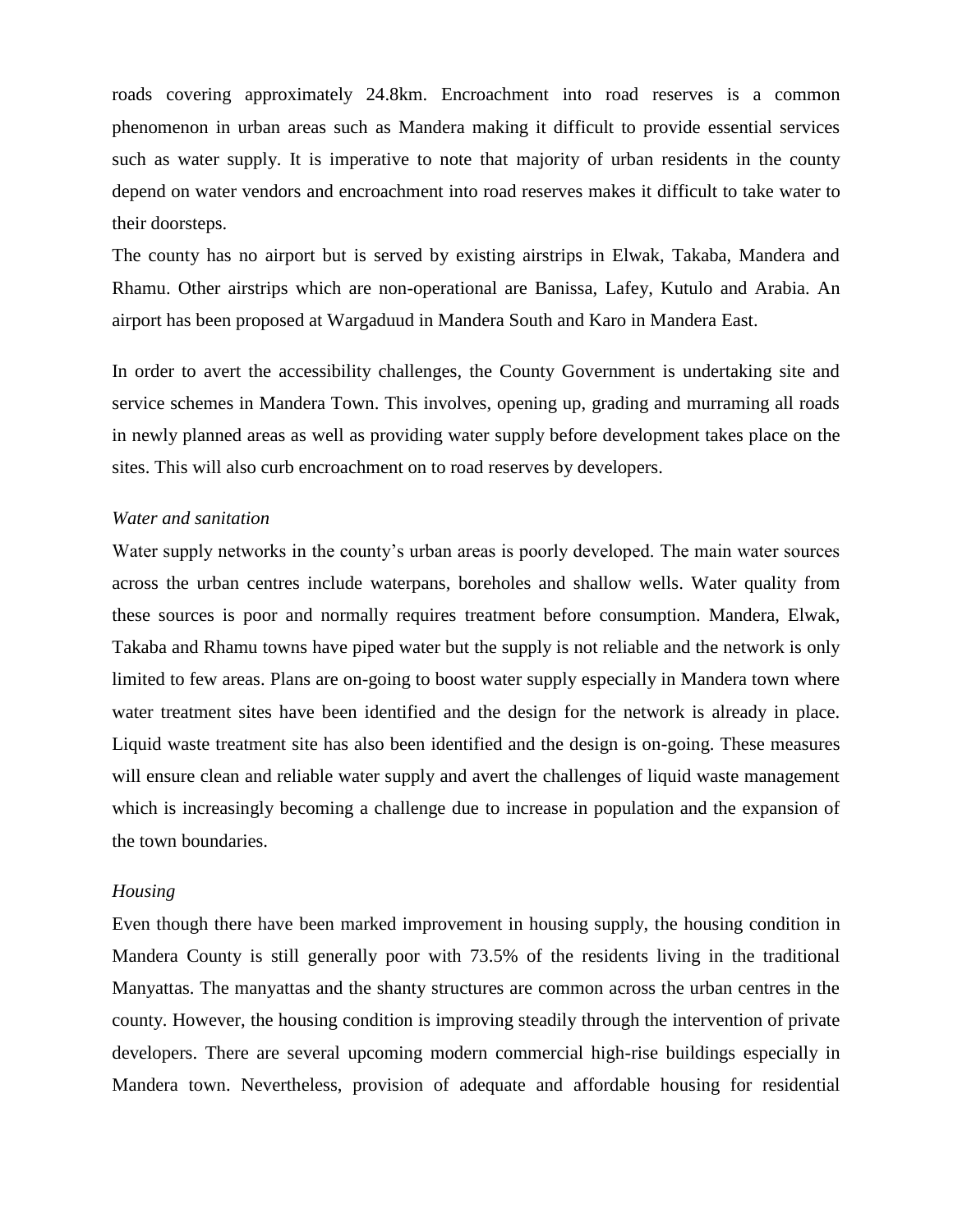roads covering approximately 24.8km. Encroachment into road reserves is a common phenomenon in urban areas such as Mandera making it difficult to provide essential services such as water supply. It is imperative to note that majority of urban residents in the county depend on water vendors and encroachment into road reserves makes it difficult to take water to their doorsteps.

The county has no airport but is served by existing airstrips in Elwak, Takaba, Mandera and Rhamu. Other airstrips which are non-operational are Banissa, Lafey, Kutulo and Arabia. An airport has been proposed at Wargaduud in Mandera South and Karo in Mandera East.

In order to avert the accessibility challenges, the County Government is undertaking site and service schemes in Mandera Town. This involves, opening up, grading and murraming all roads in newly planned areas as well as providing water supply before development takes place on the sites. This will also curb encroachment on to road reserves by developers.

*Water and sanitation*

Water supply networks in the county's urban areas is poorly developed. The main water sources across the urban centres include waterpans, boreholes and shallow wells. Water quality from these sources is poor and normally requires treatment before consumption. Mandera, Elwak, Takaba and Rhamu towns have piped water but the supply is not reliable and the network is only limited to few areas. Plans are on-going to boost water supply especially in Mandera town where water treatment sites have been identified and the design for the network is already in place. Liquid waste treatment site has also been identified and the design is on-going. These measures will ensure clean and reliable water supply and avert the challenges of liquid waste management which is increasingly becoming a challenge due to increase in population and the expansion of the town boundaries.

*Housing*

Even though there have been marked improvement in housing supply, the housing condition in Mandera County is still generally poor with 73.5% of the residents living in the traditional Manyattas. The manyattas and the shanty structures are common across the urban centres in the county. However, the housing condition is improving steadily through the intervention of private developers. There are several upcoming modern commercial high-rise buildings especially in Mandera town. Nevertheless, provision of adequate and affordable housing for residential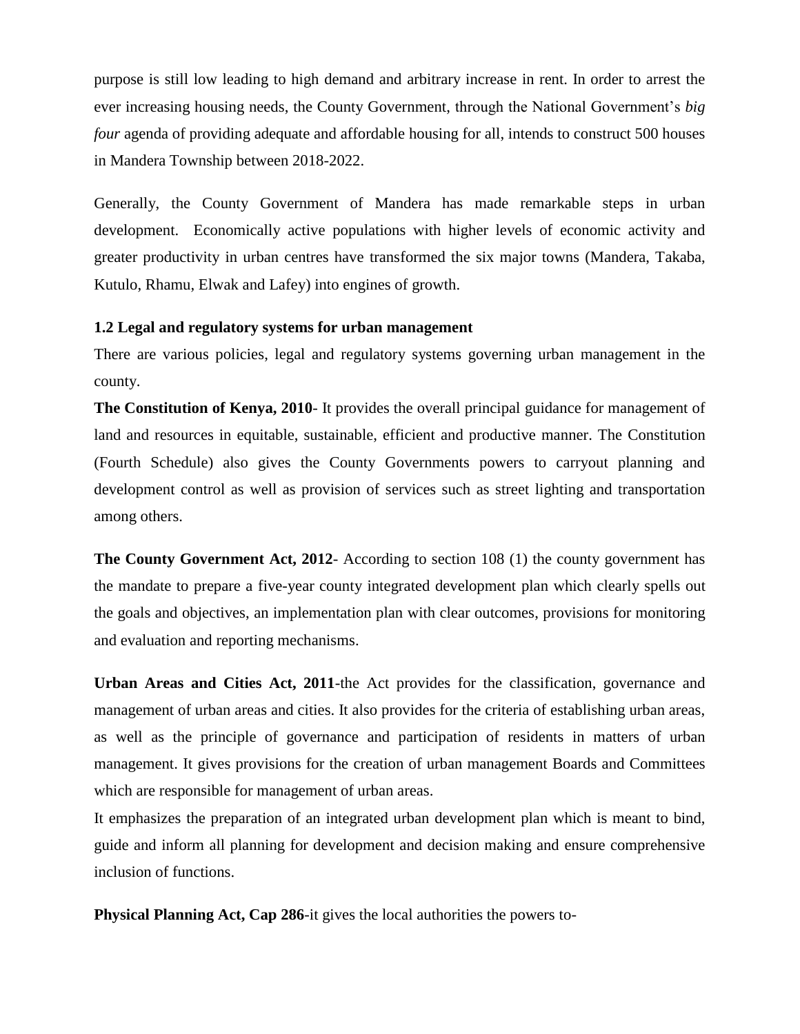purpose is still low leading to high demand and arbitrary increase in rent. In order to arrest the ever increasing housing needs, the County Government, through the National Government's *big four* agenda of providing adequate and affordable housing for all, intends to construct 500 houses in Mandera Township between 2018-2022.

Generally, the County Government of Mandera has made remarkable steps in urban development. Economically active populations with higher levels of economic activity and greater productivity in urban centres have transformed the six major towns (Mandera, Takaba, Kutulo, Rhamu, Elwak and Lafey) into engines of growth.

### 1.2 Legal and regulatory systems for urban management

There are various policies, legal and regulatory systems governing urban management in the county.

**The Constitution of Kenya, 2010**- It provides the overall principal guidance for management of land and resources in equitable, sustainable, efficient and productive manner. The Constitution (Fourth Schedule) also gives the County Governments powers to carryout planning and development control as well as provision of services such as street lighting and transportation among others.

**The County Government Act, 2012**- According to section 108 (1) the county government has the mandate to prepare a five-year county integrated development plan which clearly spells out the goals and objectives, an implementation plan with clear outcomes, provisions for monitoring and evaluation and reporting mechanisms.

**Urban Areas and Cities Act, 2011**-the Act provides for the classification, governance and management of urban areas and cities. It also provides for the criteria of establishing urban areas, as well as the principle of governance and participation of residents in matters of urban management. It gives provisions for the creation of urban management Boards and Committees which are responsible for management of urban areas.

It emphasizes the preparation of an integrated urban development plan which is meant to bind, guide and inform all planning for development and decision making and ensure comprehensive inclusion of functions.

**Physical Planning Act, Cap 286**-it gives the local authorities the powers to-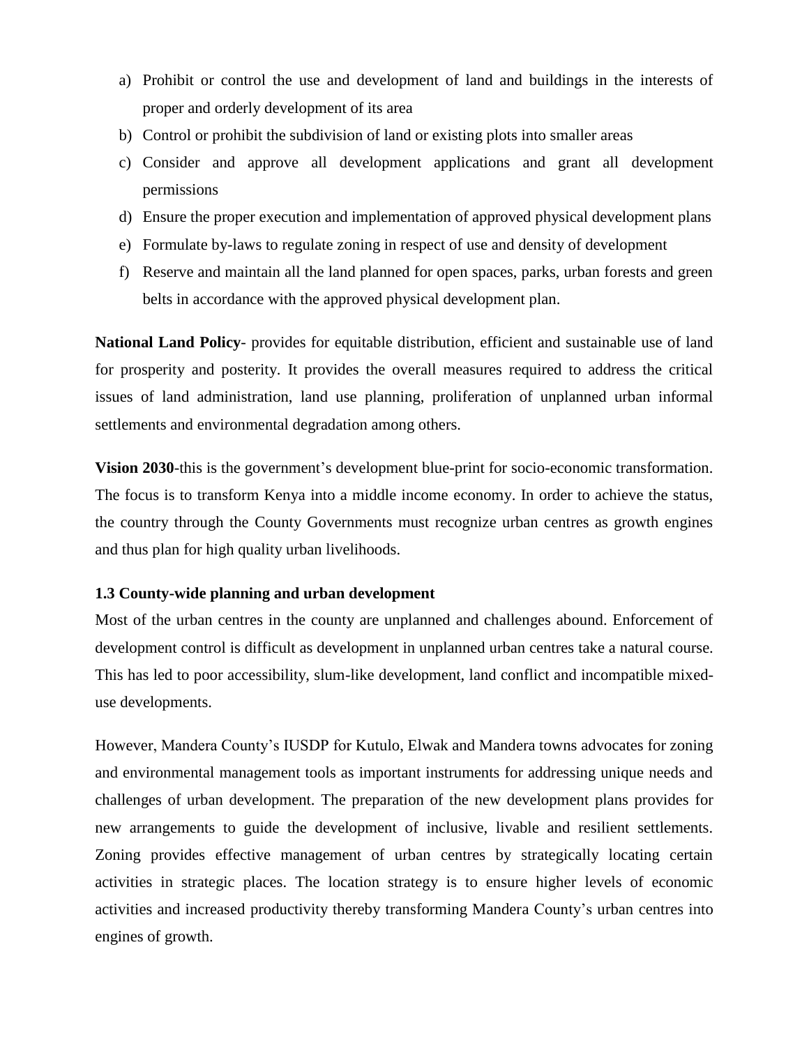a) Prohibit or control the use and development of land and buildings in the interests of proper and orderly development of its area
b) Control or prohibit the subdivision of land or existing plots into smaller areas
c) Consider and approve all development applications and grant all development permissions
d) Ensure the proper execution and implementation of approved physical development plans
e) Formulate by-laws to regulate zoning in respect of use and density of development
f) Reserve and maintain all the land planned for open spaces, parks, urban forests and green belts in accordance with the approved physical development plan.

**National Land Policy**- provides for equitable distribution, efficient and sustainable use of land for prosperity and posterity. It provides the overall measures required to address the critical issues of land administration, land use planning, proliferation of unplanned urban informal settlements and environmental degradation among others.

**Vision 2030**-this is the government's development blue-print for socio-economic transformation. The focus is to transform Kenya into a middle income economy. In order to achieve the status, the country through the County Governments must recognize urban centres as growth engines and thus plan for high quality urban livelihoods.

### 1.3 County-wide planning and urban development

Most of the urban centres in the county are unplanned and challenges abound. Enforcement of development control is difficult as development in unplanned urban centres take a natural course. This has led to poor accessibility, slum-like development, land conflict and incompatible mixed-use developments.

However, Mandera County's IUSDP for Kutulo, Elwak and Mandera towns advocates for zoning and environmental management tools as important instruments for addressing unique needs and challenges of urban development. The preparation of the new development plans provides for new arrangements to guide the development of inclusive, livable and resilient settlements. Zoning provides effective management of urban centres by strategically locating certain activities in strategic places. The location strategy is to ensure higher levels of economic activities and increased productivity thereby transforming Mandera County's urban centres into engines of growth.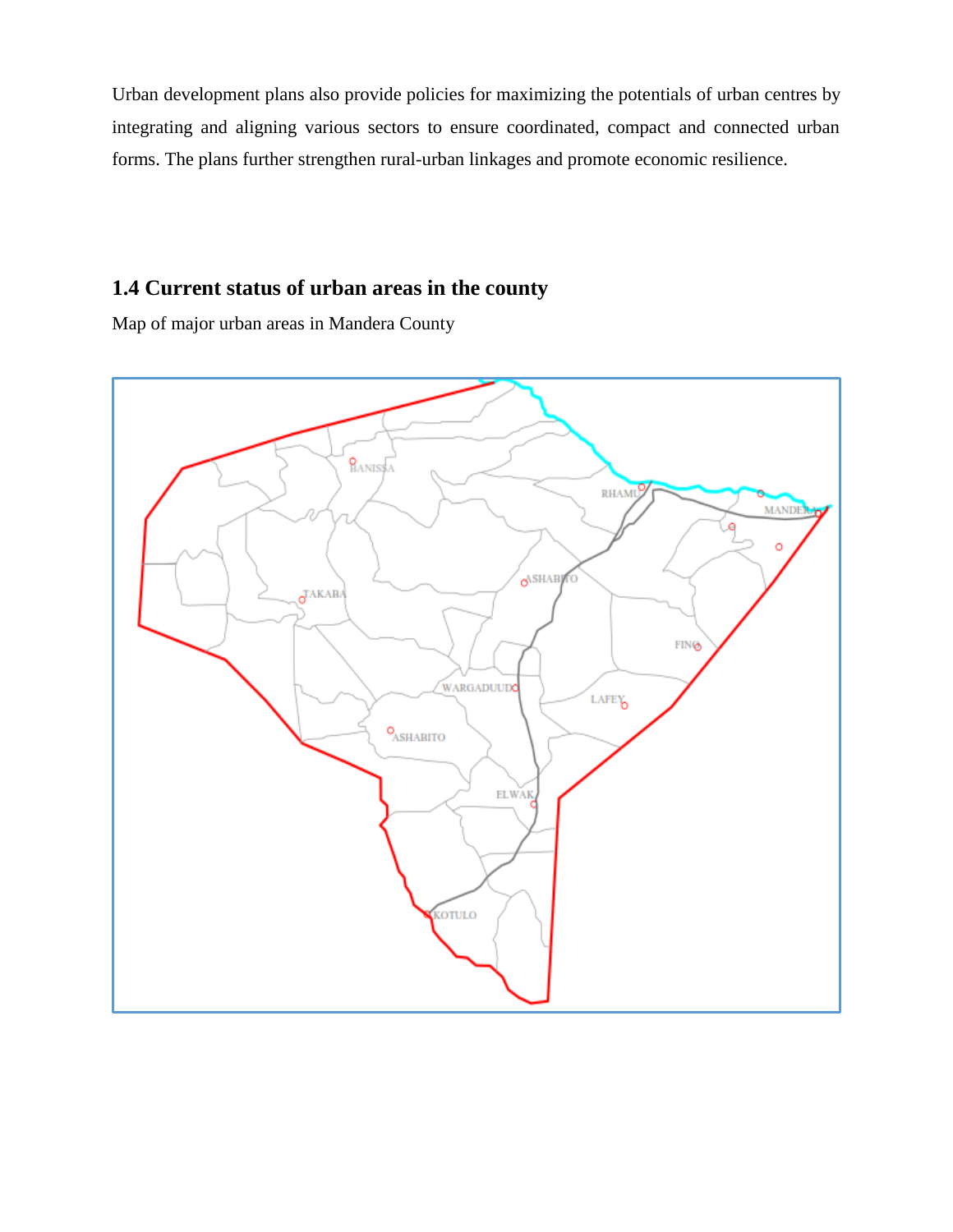Urban development plans also provide policies for maximizing the potentials of urban centres by integrating and aligning various sectors to ensure coordinated, compact and connected urban forms. The plans further strengthen rural-urban linkages and promote economic resilience.

## 1.4 Current status of urban areas in the county

Map of major urban areas in Mandera County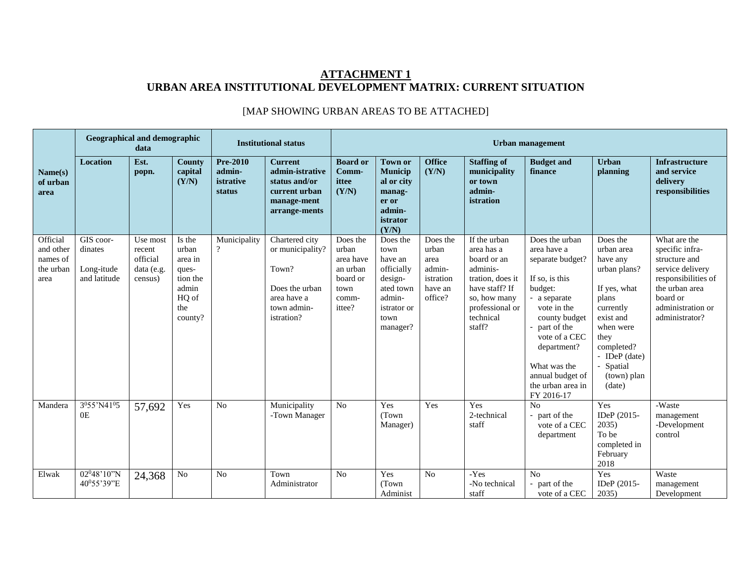## ATTACHMENT 1
## URBAN AREA INSTITUTIONAL DEVELOPMENT MATRIX: CURRENT SITUATION

[MAP SHOWING URBAN AREAS TO BE ATTACHED]

| Name(s) of urban area | Geographical and demographic data | | | Institutional status | | Urban management | | | | | | |
|---|---|---|---|---|---|---|---|---|---|---|---|---|
| | **Location** | **Est. popn.** | **County capital (Y/N)** | **Pre-2010 admin-istrative status** | **Current admin-istrative status and/or current urban manage-ment arrange-ments** | **Board or Comm-ittee (Y/N)** | **Town or Municipal or city manag-er or admin-istrator (Y/N)** | **Office (Y/N)** | **Staffing of municipality or town admin-istration** | **Budget and finance** | **Urban planning** | **Infrastructure and service delivery responsibilities** |
| Official and other names of the urban area | GIS coor-dinates<br><br>Long-itude and latitude | Use most recent official data (e.g. census) | Is the urban area in ques-tion the admin HQ of the county? | Municipality ? | Chartered city or municipality?<br><br>Town?<br><br>Does the urban area have a town admin-istration? | Does the urban area have an urban board or town comm-ittee? | Does the town have an officially design-ated town admin-istrator or town manager? | Does the urban area admin-istration have an office? | If the urban area has a board or an adminis-tration, does it have staff? If so, how many professional or technical staff? | Does the urban area have a separate budget?<br><br>If so, is this budget:<br>- a separate vote in the county budget<br>- part of the vote of a CEC department?<br><br>What was the annual budget of the urban area in FY 2016-17 | Does the urban area have any urban plans?<br><br>If yes, what plans currently exist and when were they completed?<br>- IDeP (date)<br>- Spatial (town) plan (date) | What are the specific infra-structure and service delivery responsibilities of the urban area board or administration or administrator? |
| Mandera | 3⁰55'N41⁰50E | 57,692 | Yes | No | Municipality<br>-Town Manager | No | Yes (Town Manager) | Yes | Yes<br>2-technical staff | No<br>- part of the vote of a CEC department | Yes<br>IDeP (2015-2035)<br>To be completed in February 2018 | -Waste management<br>-Development control |
| Elwak | 02⁰48'10"N 40⁰55'39"E | 24,368 | No | No | Town Administrator | No | Yes (Town Administ | No | -Yes<br>-No technical staff | No<br>- part of the vote of a CEC | Yes<br>IDeP (2015-2035) | Waste management Development |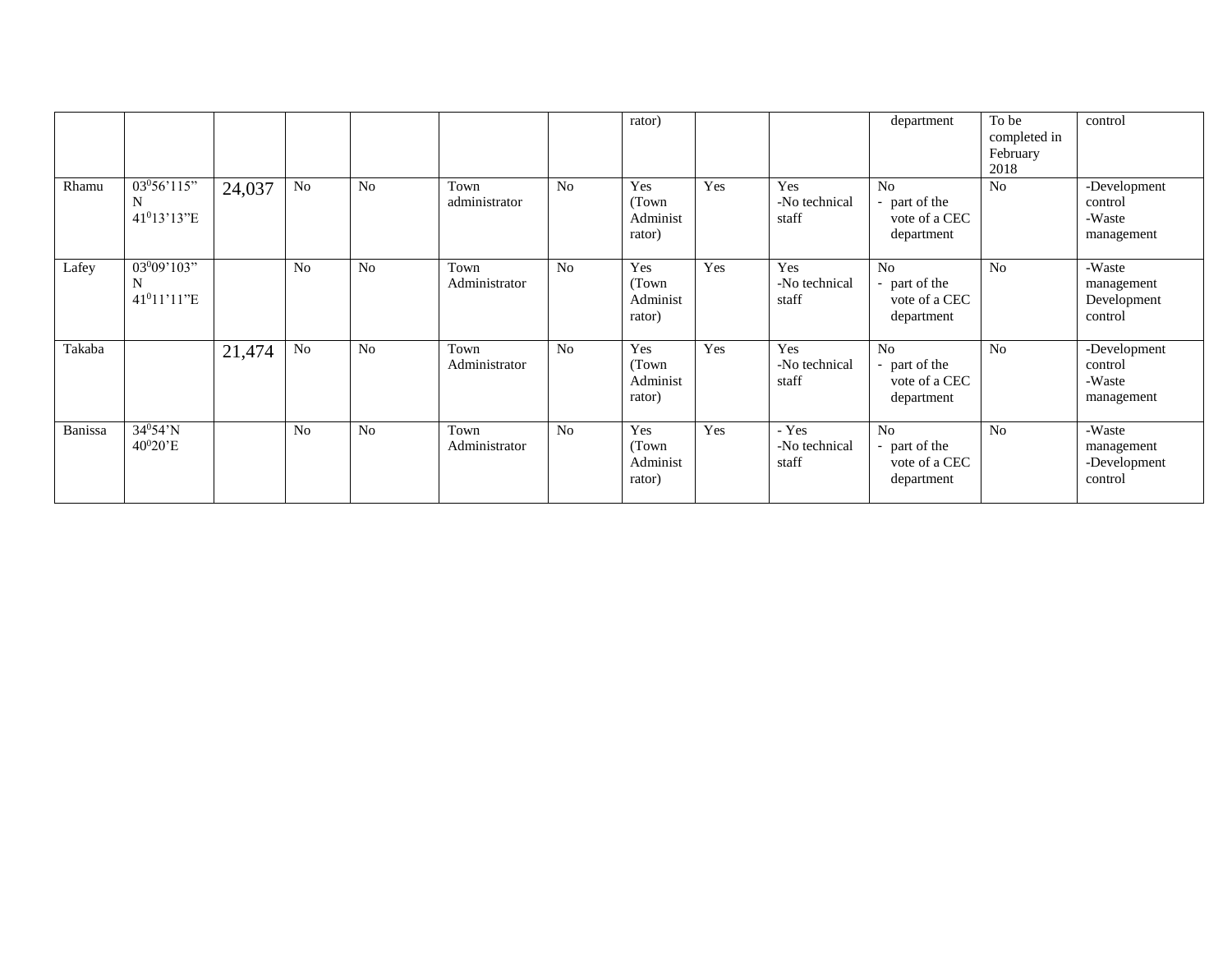| | | | | | | | rator) | | | department | To be completed in February 2018 | control |
|---|---|---|---|---|---|---|---|---|---|---|---|---|
| Rhamu | $03^{0}56'115''$ N $41^{0}13'13''$E | 24,037 | No | No | Town administrator | No | Yes (Town Administrator) | Yes | Yes -No technical staff | No - part of the vote of a CEC department | No | -Development control -Waste management |
| Lafey | $03^{0}09'103''$ N $41^{0}11'11''$E | | No | No | Town Administrator | No | Yes (Town Administrator) | Yes | Yes -No technical staff | No - part of the vote of a CEC department | No | -Waste management Development control |
| Takaba | | 21,474 | No | No | Town Administrator | No | Yes (Town Administrator) | Yes | Yes -No technical staff | No - part of the vote of a CEC department | No | -Development control -Waste management |
| Banissa | $34^{0}54'$N $40^{0}20'$E | | No | No | Town Administrator | No | Yes (Town Administrator) | Yes | - Yes -No technical staff | No - part of the vote of a CEC department | No | -Waste management -Development control |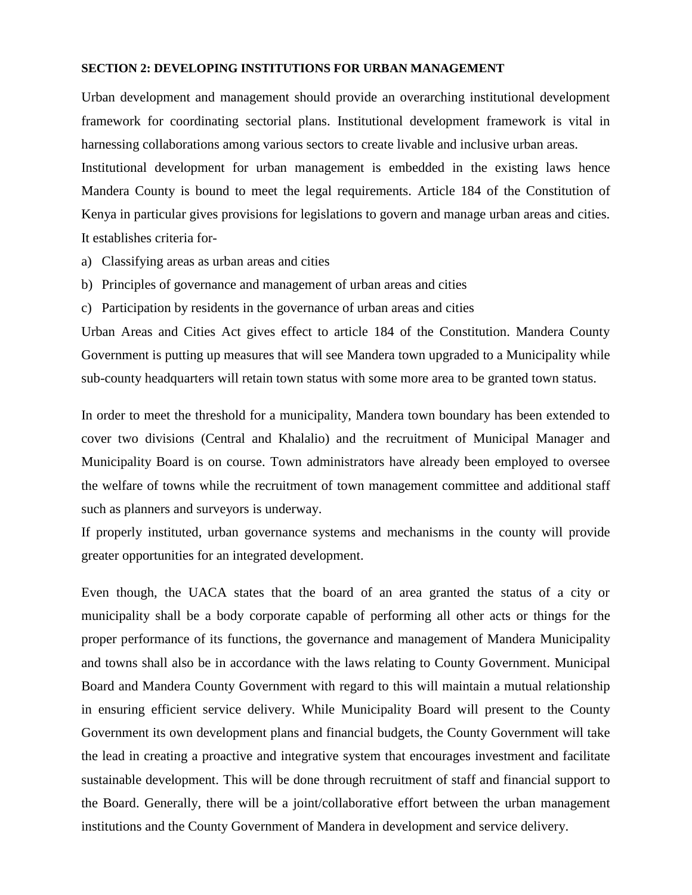**SECTION 2: DEVELOPING INSTITUTIONS FOR URBAN MANAGEMENT**

Urban development and management should provide an overarching institutional development framework for coordinating sectorial plans. Institutional development framework is vital in harnessing collaborations among various sectors to create livable and inclusive urban areas.

Institutional development for urban management is embedded in the existing laws hence Mandera County is bound to meet the legal requirements. Article 184 of the Constitution of Kenya in particular gives provisions for legislations to govern and manage urban areas and cities. It establishes criteria for-

a) Classifying areas as urban areas and cities
b) Principles of governance and management of urban areas and cities
c) Participation by residents in the governance of urban areas and cities

Urban Areas and Cities Act gives effect to article 184 of the Constitution. Mandera County Government is putting up measures that will see Mandera town upgraded to a Municipality while sub-county headquarters will retain town status with some more area to be granted town status.

In order to meet the threshold for a municipality, Mandera town boundary has been extended to cover two divisions (Central and Khalalio) and the recruitment of Municipal Manager and Municipality Board is on course. Town administrators have already been employed to oversee the welfare of towns while the recruitment of town management committee and additional staff such as planners and surveyors is underway.

If properly instituted, urban governance systems and mechanisms in the county will provide greater opportunities for an integrated development.

Even though, the UACA states that the board of an area granted the status of a city or municipality shall be a body corporate capable of performing all other acts or things for the proper performance of its functions, the governance and management of Mandera Municipality and towns shall also be in accordance with the laws relating to County Government. Municipal Board and Mandera County Government with regard to this will maintain a mutual relationship in ensuring efficient service delivery. While Municipality Board will present to the County Government its own development plans and financial budgets, the County Government will take the lead in creating a proactive and integrative system that encourages investment and facilitate sustainable development. This will be done through recruitment of staff and financial support to the Board. Generally, there will be a joint/collaborative effort between the urban management institutions and the County Government of Mandera in development and service delivery.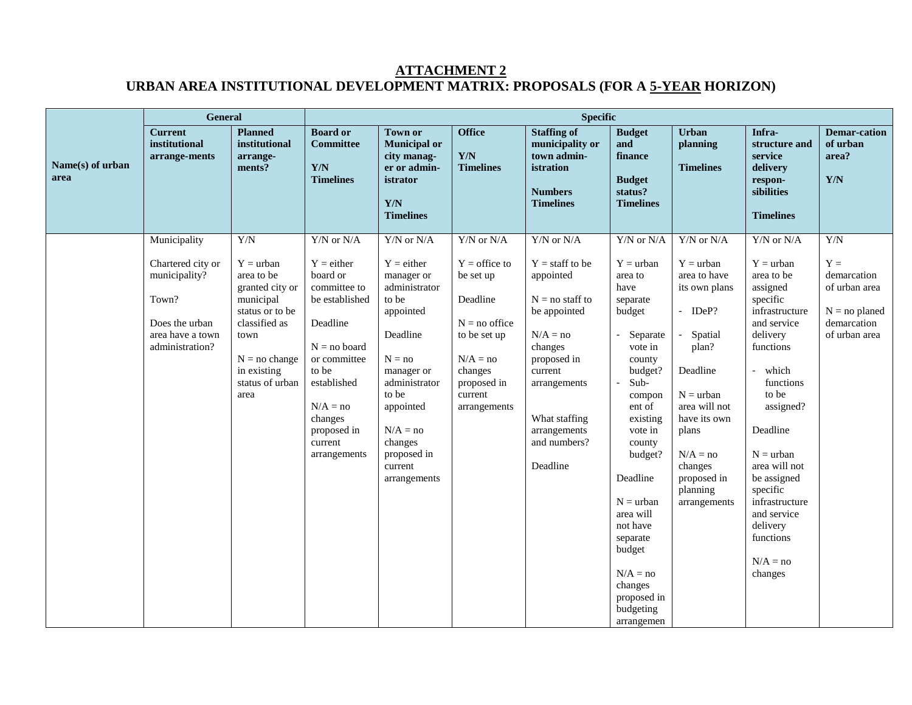# ATTACHMENT 2

## URBAN AREA INSTITUTIONAL DEVELOPMENT MATRIX: PROPOSALS (FOR A 5-YEAR HORIZON)

| Name(s) of urban area | General | | Specific | | | | | | | |
|---|---|---|---|---|---|---|---|---|---|---|
| | **Current institutional arrange-ments** | **Planned institutional arrange-ments?** | **Board or Committee**<br><br>**Y/N**<br>**Timelines** | **Town or Municipal or city manag-er or admin-istrator**<br><br>**Y/N**<br>**Timelines** | **Office**<br><br>**Y/N**<br>**Timelines** | **Staffing of municipality or town admin-istration**<br><br>**Numbers**<br>**Timelines** | **Budget and finance**<br><br>**Budget status?**<br>**Timelines** | **Urban planning**<br><br>**Timelines** | **Infra-structure and service delivery respon-sibilities**<br><br>**Timelines** | **Demar-cation of urban area?**<br><br>**Y/N** |
| | Municipality<br><br>Chartered city or municipality?<br><br>Town?<br><br>Does the urban area have a town administration? | Y/N<br><br>Y = urban area to be granted city or municipal status or to be classified as town<br><br>N = no change in existing status of urban area | Y/N or N/A<br><br>Y = either board or committee to be established<br><br>Deadline<br><br>N = no board or committee to be established<br><br>N/A = no changes proposed in current arrangements | Y/N or N/A<br><br>Y = either manager or administrator to be appointed<br><br>Deadline<br><br>N = no manager or administrator to be appointed<br><br>N/A = no changes proposed in current arrangements | Y/N or N/A<br><br>Y = office to be set up<br><br>Deadline<br><br>N = no office to be set up<br><br>N/A = no changes proposed in current arrangements | Y/N or N/A<br><br>Y = staff to be appointed<br><br>N = no staff to be appointed<br><br>N/A = no changes proposed in current arrangements<br><br>What staffing arrangements and numbers?<br><br>Deadline | Y/N or N/A<br><br>Y = urban area to have separate budget<br><br>- Separate vote in county budget?<br>- Sub-component of existing vote in county budget?<br><br>Deadline<br><br>N = urban area will not have separate budget<br><br>N/A = no changes proposed in budgeting arrangemen | Y/N or N/A<br><br>Y = urban area to have its own plans<br><br>- IDeP?<br>- Spatial plan?<br><br>Deadline<br><br>N = urban area will not have its own plans<br><br>N/A = no changes proposed in planning arrangements | Y/N or N/A<br><br>Y = urban area to be assigned specific infrastructure and service delivery functions<br><br>- which functions to be assigned?<br><br>Deadline<br><br>N = urban area will not be assigned specific infrastructure and service delivery functions<br><br>N/A = no changes | Y/N<br><br>Y = demarcation of urban area<br><br>N = no planed demarcation of urban area |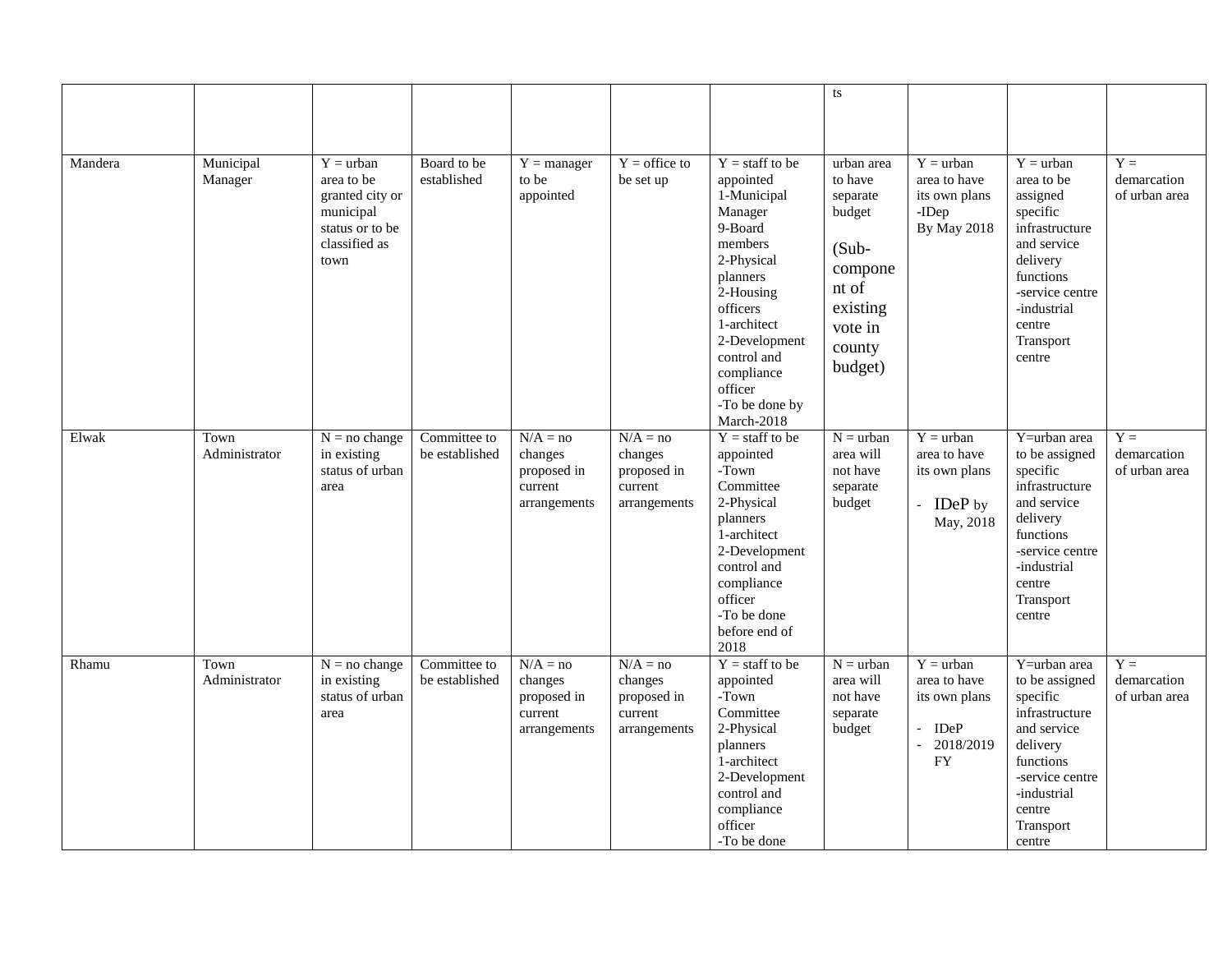| | | | | | | | ts | | | |
|---|---|---|---|---|---|---|---|---|---|---|
| Mandera | Municipal Manager | Y = urban area to be granted city or municipal status or to be classified as town | Board to be established | Y = manager to be appointed | Y = office to be set up | Y = staff to be appointed<br>1-Municipal Manager<br>9-Board members<br>2-Physical planners<br>2-Housing officers<br>1-architect<br>2-Development control and compliance officer<br>-To be done by March-2018 | urban area to have separate budget<br><br>(Sub-component of existing vote in county budget) | Y = urban area to have its own plans<br>-IDep<br>By May 2018 | Y = urban area to be assigned specific infrastructure and service delivery functions<br>-service centre<br>-industrial centre<br>Transport centre | Y = demarcation of urban area |
| Elwak | Town Administrator | N = no change in existing status of urban area | Committee to be established | N/A = no changes proposed in current arrangements | N/A = no changes proposed in current arrangements | Y = staff to be appointed<br>-Town Committee<br>2-Physical planners<br>1-architect<br>2-Development control and compliance officer<br>-To be done before end of 2018 | N = urban area will not have separate budget | Y = urban area to have its own plans<br>- IDeP by May, 2018 | Y=urban area to be assigned specific infrastructure and service delivery functions<br>-service centre<br>-industrial centre<br>Transport centre | Y = demarcation of urban area |
| Rhamu | Town Administrator | N = no change in existing status of urban area | Committee to be established | N/A = no changes proposed in current arrangements | N/A = no changes proposed in current arrangements | Y = staff to be appointed<br>-Town Committee<br>2-Physical planners<br>1-architect<br>2-Development control and compliance officer<br>-To be done | N = urban area will not have separate budget | Y = urban area to have its own plans<br>- IDeP<br>- 2018/2019 FY | Y=urban area to be assigned specific infrastructure and service delivery functions<br>-service centre<br>-industrial centre<br>Transport centre | Y = demarcation of urban area |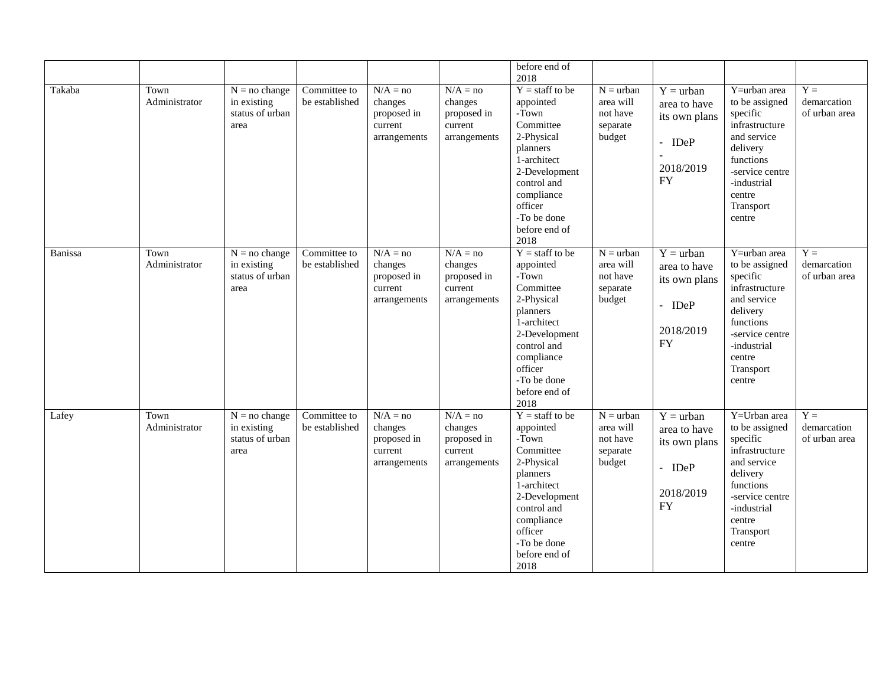| | | | | | | before end of 2018 | | | | |
|---|---|---|---|---|---|---|---|---|---|---|
| Takaba | Town Administrator | N = no change in existing status of urban area | Committee to be established | N/A = no changes proposed in current arrangements | N/A = no changes proposed in current arrangements | Y = staff to be appointed<br>-Town Committee<br>2-Physical planners<br>1-architect<br>2-Development control and compliance officer<br>-To be done before end of 2018 | N = urban area will not have separate budget | Y = urban area to have its own plans<br>- IDeP<br>-<br>2018/2019 FY | Y=urban area to be assigned specific infrastructure and service delivery functions<br>-service centre<br>-industrial centre<br>Transport centre | Y = demarcation of urban area |
| Banissa | Town Administrator | N = no change in existing status of urban area | Committee to be established | N/A = no changes proposed in current arrangements | N/A = no changes proposed in current arrangements | Y = staff to be appointed<br>-Town Committee<br>2-Physical planners<br>1-architect<br>2-Development control and compliance officer<br>-To be done before end of 2018 | N = urban area will not have separate budget | Y = urban area to have its own plans<br>- IDeP<br>2018/2019 FY | Y=urban area to be assigned specific infrastructure and service delivery functions<br>-service centre<br>-industrial centre<br>Transport centre | Y = demarcation of urban area |
| Lafey | Town Administrator | N = no change in existing status of urban area | Committee to be established | N/A = no changes proposed in current arrangements | N/A = no changes proposed in current arrangements | Y = staff to be appointed<br>-Town Committee<br>2-Physical planners<br>1-architect<br>2-Development control and compliance officer<br>-To be done before end of 2018 | N = urban area will not have separate budget | Y = urban area to have its own plans<br>- IDeP<br>2018/2019 FY | Y=Urban area to be assigned specific infrastructure and service delivery functions<br>-service centre<br>-industrial centre<br>Transport centre | Y = demarcation of urban area |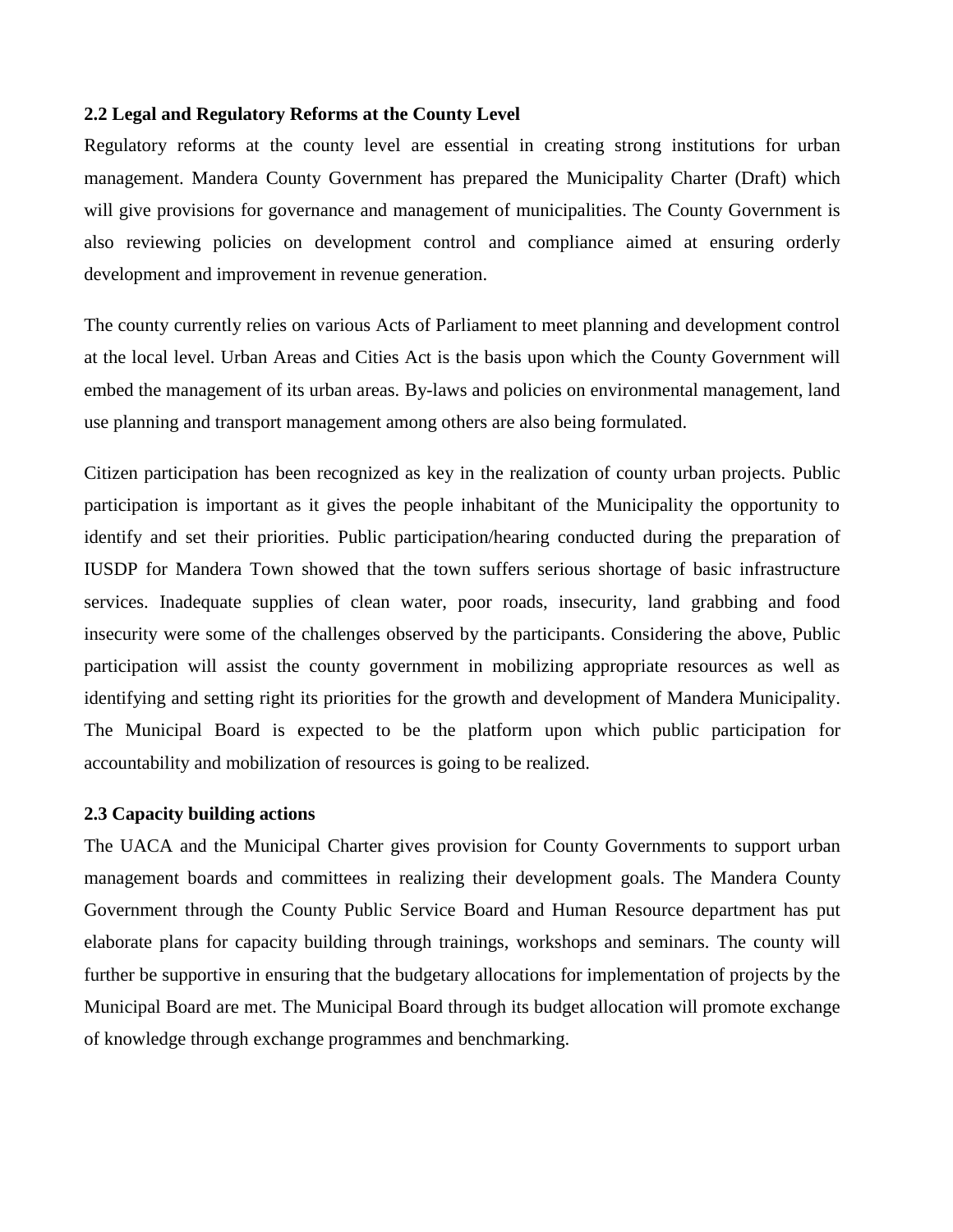### 2.2 Legal and Regulatory Reforms at the County Level

Regulatory reforms at the county level are essential in creating strong institutions for urban management. Mandera County Government has prepared the Municipality Charter (Draft) which will give provisions for governance and management of municipalities. The County Government is also reviewing policies on development control and compliance aimed at ensuring orderly development and improvement in revenue generation.

The county currently relies on various Acts of Parliament to meet planning and development control at the local level. Urban Areas and Cities Act is the basis upon which the County Government will embed the management of its urban areas. By-laws and policies on environmental management, land use planning and transport management among others are also being formulated.

Citizen participation has been recognized as key in the realization of county urban projects. Public participation is important as it gives the people inhabitant of the Municipality the opportunity to identify and set their priorities. Public participation/hearing conducted during the preparation of IUSDP for Mandera Town showed that the town suffers serious shortage of basic infrastructure services. Inadequate supplies of clean water, poor roads, insecurity, land grabbing and food insecurity were some of the challenges observed by the participants. Considering the above, Public participation will assist the county government in mobilizing appropriate resources as well as identifying and setting right its priorities for the growth and development of Mandera Municipality. The Municipal Board is expected to be the platform upon which public participation for accountability and mobilization of resources is going to be realized.

### 2.3 Capacity building actions

The UACA and the Municipal Charter gives provision for County Governments to support urban management boards and committees in realizing their development goals. The Mandera County Government through the County Public Service Board and Human Resource department has put elaborate plans for capacity building through trainings, workshops and seminars. The county will further be supportive in ensuring that the budgetary allocations for implementation of projects by the Municipal Board are met. The Municipal Board through its budget allocation will promote exchange of knowledge through exchange programmes and benchmarking.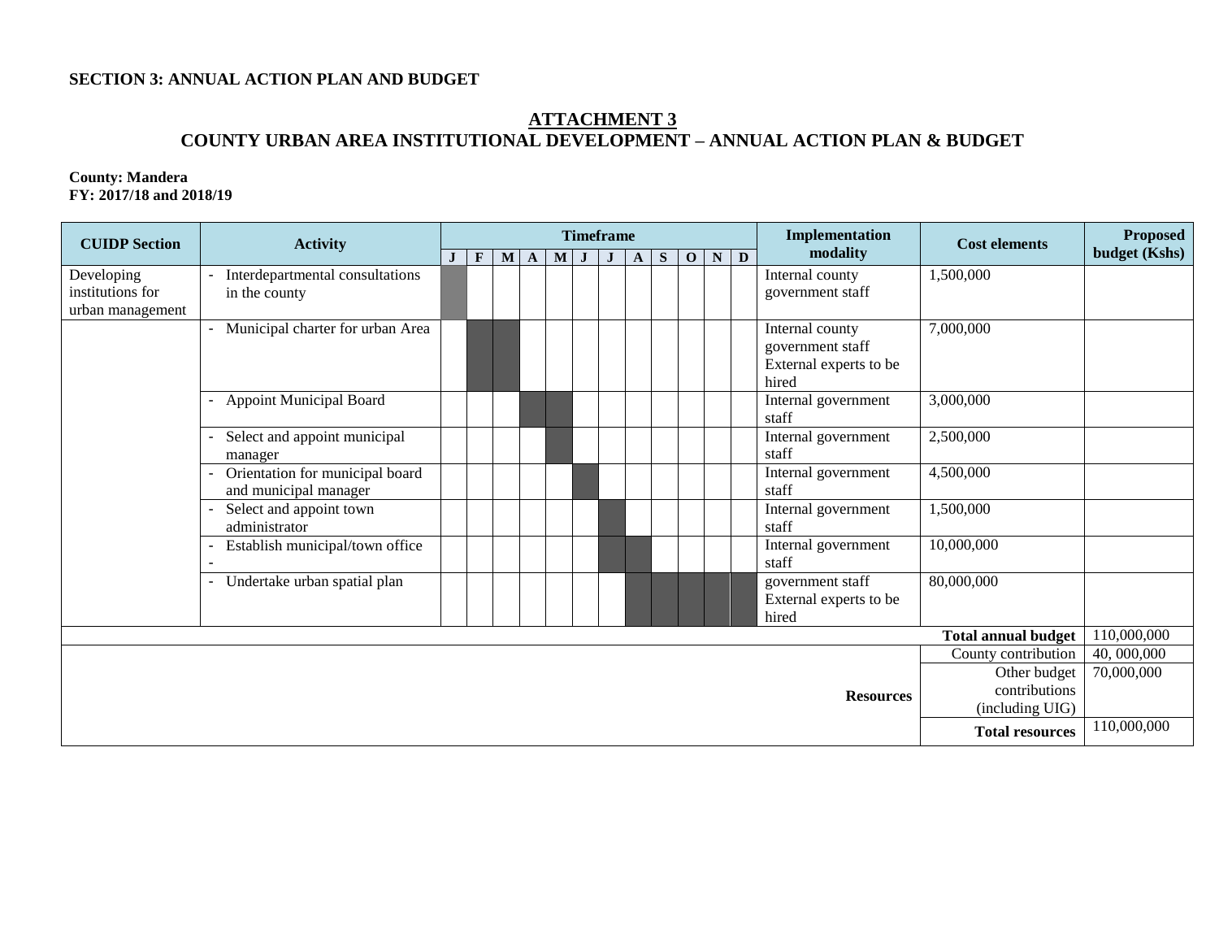**SECTION 3: ANNUAL ACTION PLAN AND BUDGET**

## ATTACHMENT 3

## COUNTY URBAN AREA INSTITUTIONAL DEVELOPMENT – ANNUAL ACTION PLAN & BUDGET

**County: Mandera**
**FY: 2017/18 and 2018/19**

| CUIDP Section | Activity | Timeframe | | | | | | | | | | | | Implementation modality | Cost elements | Proposed budget (Kshs) |
|---|---|---|---|---|---|---|---|---|---|---|---|---|---|---|---|---|
| | | J | F | M | A | M | J | J | A | S | O | N | D | | | |
| Developing institutions for urban management | - Interdepartmental consultations in the county | ■ | | | | | | | | | | | | Internal county government staff | 1,500,000 | |
| | - Municipal charter for urban Area | | ■ | ■ | | | | | | | | | | Internal county government staff External experts to be hired | 7,000,000 | |
| | - Appoint Municipal Board | | | | ■ | ■ | | | | | | | | Internal government staff | 3,000,000 | |
| | - Select and appoint municipal manager | | | | | ■ | | | | | | | | Internal government staff | 2,500,000 | |
| | - Orientation for municipal board and municipal manager | | | | | | ■ | | | | | | | Internal government staff | 4,500,000 | |
| | - Select and appoint town administrator | | | | | | | ■ | | | | | | Internal government staff | 1,500,000 | |
| | - Establish municipal/town office - | | | | | | | ■ | ■ | | | | | Internal government staff | 10,000,000 | |
| | - Undertake urban spatial plan | | | | | | | | ■ | ■ | ■ | ■ | ■ | government staff External experts to be hired | 80,000,000 | |
| | | | | | | | | | | | | | | | **Total annual budget** | 110,000,000 |
| | | | | | | | | | | | | | | **Resources** | County contribution | 40, 000,000 |
| | | | | | | | | | | | | | | | Other budget contributions (including UIG) | 70,000,000 |
| | | | | | | | | | | | | | | | **Total resources** | 110,000,000 |